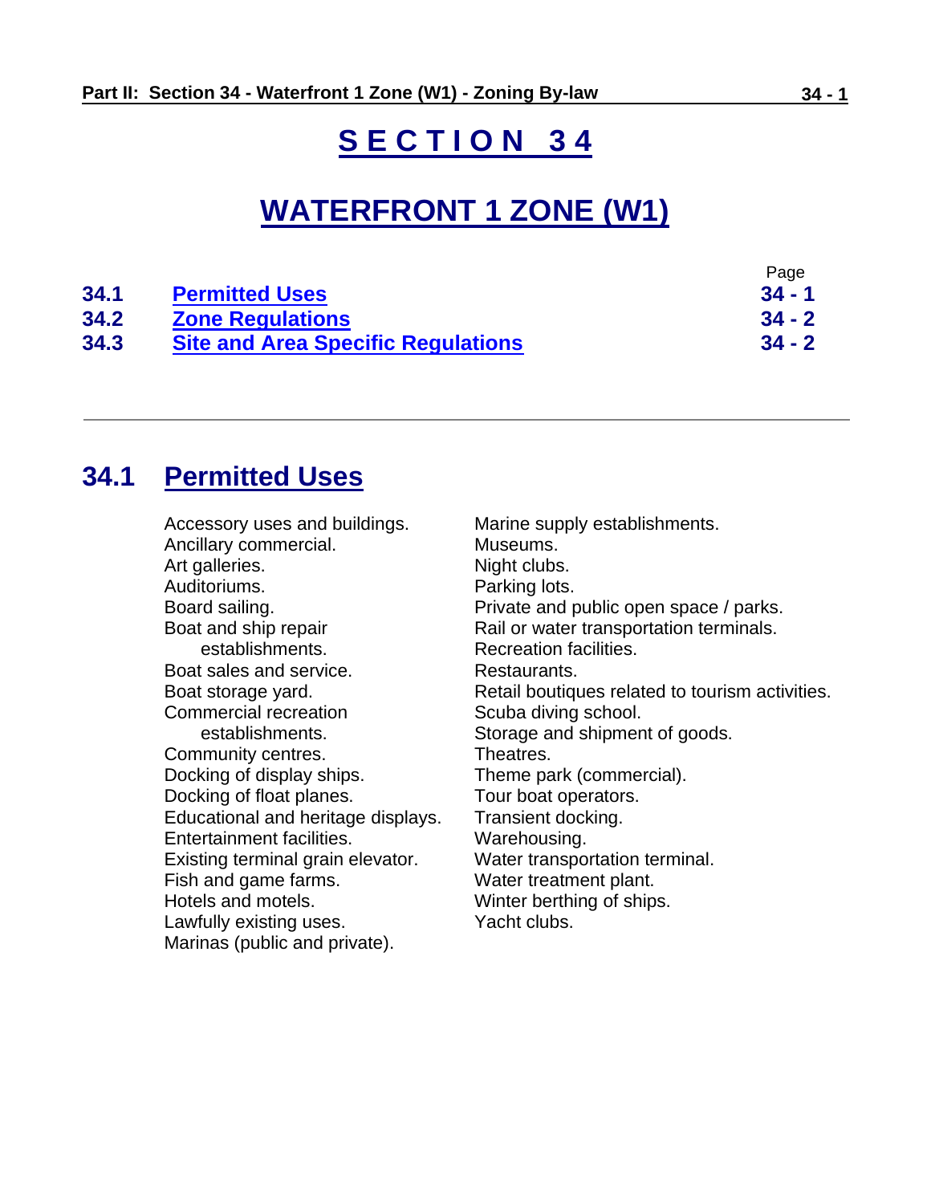# SECTION 34

# WATERFRONT 1 ZONE (W1)

| | | Page |
|---|---|---|
| **34.1** | **Permitted Uses** | **34 - 1** |
| **34.2** | **Zone Regulations** | **34 - 2** |
| **34.3** | **Site and Area Specific Regulations** | **34 - 2** |

---

## 34.1 Permitted Uses

Accessory uses and buildings.
Ancillary commercial.
Art galleries.
Auditoriums.
Board sailing.
Boat and ship repair establishments.
Boat sales and service.
Boat storage yard.
Commercial recreation establishments.
Community centres.
Docking of display ships.
Docking of float planes.
Educational and heritage displays.
Entertainment facilities.
Existing terminal grain elevator.
Fish and game farms.
Hotels and motels.
Lawfully existing uses.
Marinas (public and private).
Marine supply establishments.
Museums.
Night clubs.
Parking lots.
Private and public open space / parks.
Rail or water transportation terminals.
Recreation facilities.
Restaurants.
Retail boutiques related to tourism activities.
Scuba diving school.
Storage and shipment of goods.
Theatres.
Theme park (commercial).
Tour boat operators.
Transient docking.
Warehousing.
Water transportation terminal.
Water treatment plant.
Winter berthing of ships.
Yacht clubs.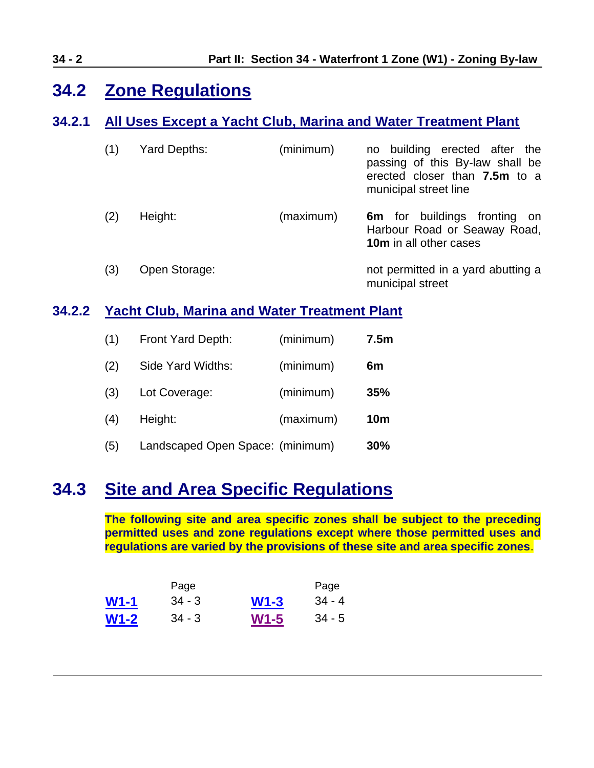## 34.2 Zone Regulations

### 34.2.1 All Uses Except a Yacht Club, Marina and Water Treatment Plant

| | | | |
|---|---|---|---|
| (1) | Yard Depths: | (minimum) | no building erected after the passing of this By-law shall be erected closer than **7.5m** to a municipal street line |
| (2) | Height: | (maximum) | **6m** for buildings fronting on Harbour Road or Seaway Road, **10m** in all other cases |
| (3) | Open Storage: | | not permitted in a yard abutting a municipal street |

### 34.2.2 Yacht Club, Marina and Water Treatment Plant

| | | | |
|---|---|---|---|
| (1) | Front Yard Depth: | (minimum) | **7.5m** |
| (2) | Side Yard Widths: | (minimum) | **6m** |
| (3) | Lot Coverage: | (minimum) | **35%** |
| (4) | Height: | (maximum) | **10m** |
| (5) | Landscaped Open Space: | (minimum) | **30%** |

## 34.3 Site and Area Specific Regulations

**The following site and area specific zones shall be subject to the preceding permitted uses and zone regulations except where those permitted uses and regulations are varied by the provisions of these site and area specific zones**.

| | Page | | Page |
|---|---|---|---|
| **W1-1** | 34 - 3 | **W1-3** | 34 - 4 |
| **W1-2** | 34 - 3 | **W1-5** | 34 - 5 |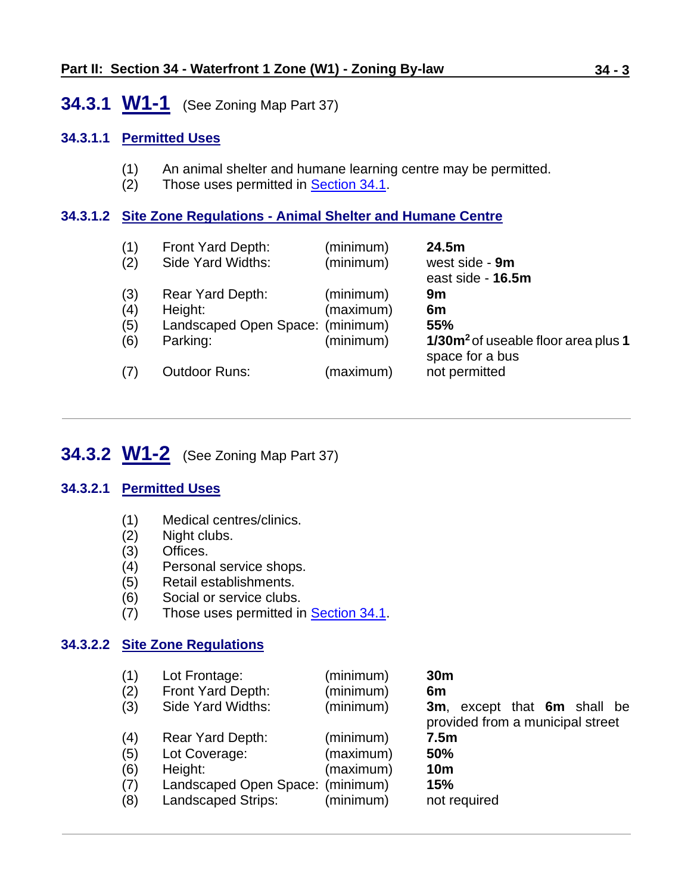## 34.3.1 W1-1 (See Zoning Map Part 37)

### 34.3.1.1 Permitted Uses

(1) An animal shelter and humane learning centre may be permitted.
(2) Those uses permitted in Section 34.1.

### 34.3.1.2 Site Zone Regulations - Animal Shelter and Humane Centre

| | | | |
|---|---|---|---|
| (1) | Front Yard Depth: | (minimum) | **24.5m** |
| (2) | Side Yard Widths: | (minimum) | west side - **9m**<br>east side - **16.5m** |
| (3) | Rear Yard Depth: | (minimum) | **9m** |
| (4) | Height: | (maximum) | **6m** |
| (5) | Landscaped Open Space: | (minimum) | **55%** |
| (6) | Parking: | (minimum) | **1/30m$^2$** of useable floor area plus **1** space for a bus |
| (7) | Outdoor Runs: | (maximum) | not permitted |

---

## 34.3.2 W1-2 (See Zoning Map Part 37)

### 34.3.2.1 Permitted Uses

(1) Medical centres/clinics.
(2) Night clubs.
(3) Offices.
(4) Personal service shops.
(5) Retail establishments.
(6) Social or service clubs.
(7) Those uses permitted in Section 34.1.

### 34.3.2.2 Site Zone Regulations

| | | | |
|---|---|---|---|
| (1) | Lot Frontage: | (minimum) | **30m** |
| (2) | Front Yard Depth: | (minimum) | **6m** |
| (3) | Side Yard Widths: | (minimum) | **3m**, except that **6m** shall be provided from a municipal street |
| (4) | Rear Yard Depth: | (minimum) | **7.5m** |
| (5) | Lot Coverage: | (maximum) | **50%** |
| (6) | Height: | (maximum) | **10m** |
| (7) | Landscaped Open Space: | (minimum) | **15%** |
| (8) | Landscaped Strips: | (minimum) | not required |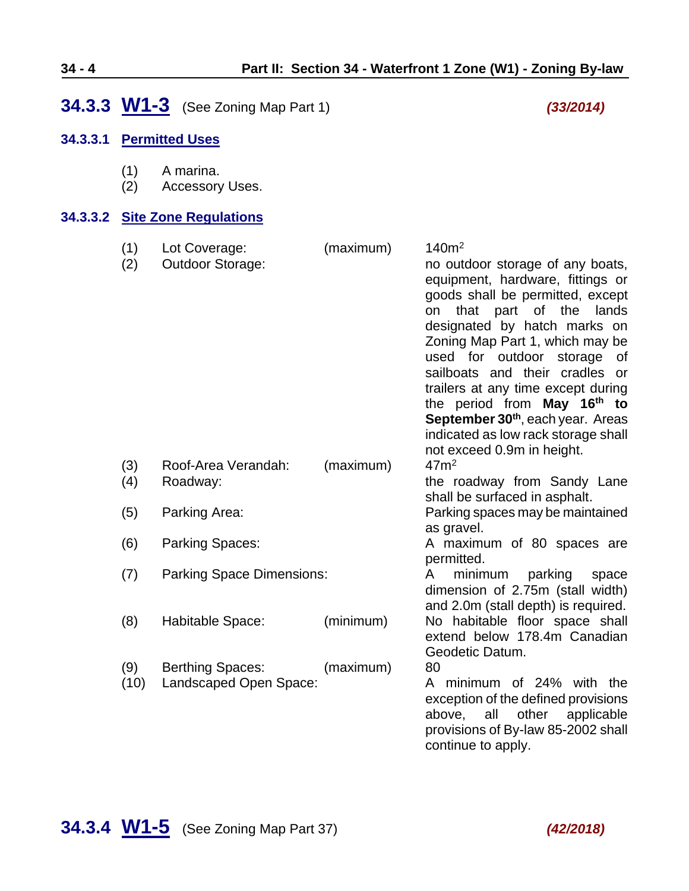## 34.3.3 W1-3 (See Zoning Map Part 1) *(33/2014)*

### 34.3.3.1 Permitted Uses

(1) A marina.
(2) Accessory Uses.

### 34.3.3.2 Site Zone Regulations

| | | | |
|---|---|---|---|
| (1) | Lot Coverage: | (maximum) | 140m² |
| (2) | Outdoor Storage: | | no outdoor storage of any boats, equipment, hardware, fittings or goods shall be permitted, except on that part of the lands designated by hatch marks on Zoning Map Part 1, which may be used for outdoor storage of sailboats and their cradles or trailers at any time except during the period from **May 16th to September 30th**, each year. Areas indicated as low rack storage shall not exceed 0.9m in height. |
| (3) | Roof-Area Verandah: | (maximum) | 47m² |
| (4) | Roadway: | | the roadway from Sandy Lane shall be surfaced in asphalt. |
| (5) | Parking Area: | | Parking spaces may be maintained as gravel. |
| (6) | Parking Spaces: | | A maximum of 80 spaces are permitted. |
| (7) | Parking Space Dimensions: | | A minimum parking space dimension of 2.75m (stall width) and 2.0m (stall depth) is required. |
| (8) | Habitable Space: | (minimum) | No habitable floor space shall extend below 178.4m Canadian Geodetic Datum. |
| (9) | Berthing Spaces: | (maximum) | 80 |
| (10) | Landscaped Open Space: | | A minimum of 24% with the exception of the defined provisions above, all other applicable provisions of By-law 85-2002 shall continue to apply. |

## 34.3.4 W1-5 (See Zoning Map Part 37) *(42/2018)*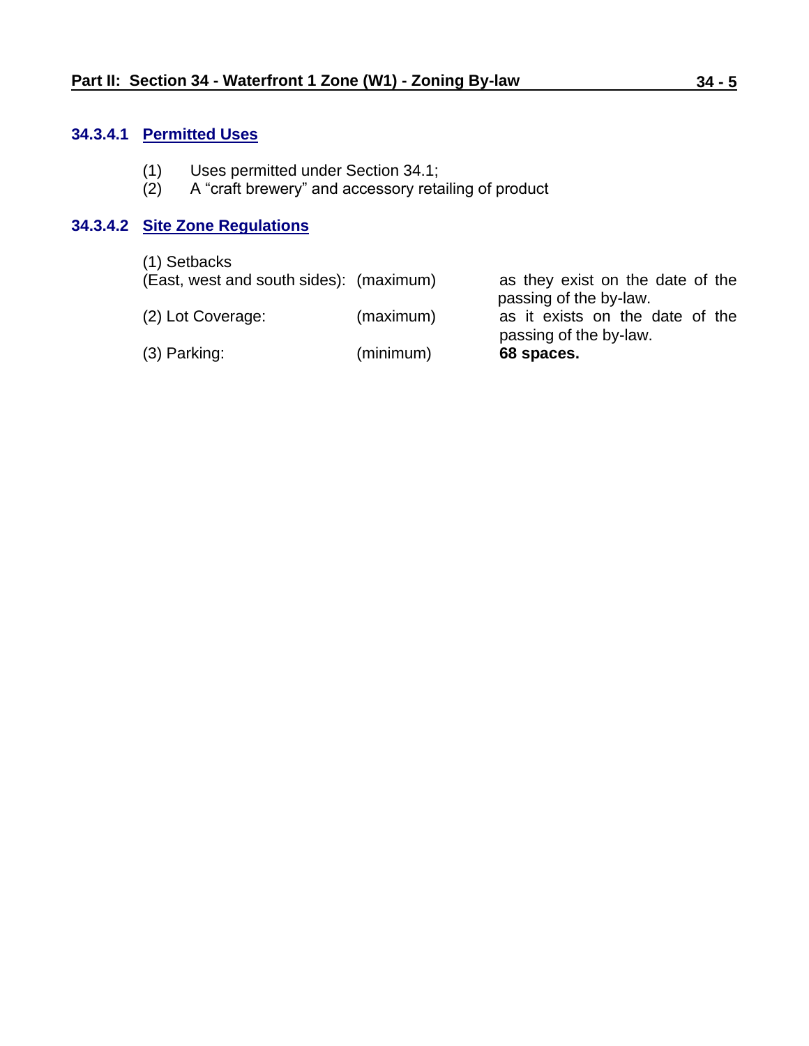### 34.3.4.1 Permitted Uses

(1) Uses permitted under Section 34.1;
(2) A “craft brewery” and accessory retailing of product

### 34.3.4.2 Site Zone Regulations

| | | |
|---|---|---|
| (1) Setbacks (East, west and south sides): | (maximum) | as they exist on the date of the passing of the by-law. |
| (2) Lot Coverage: | (maximum) | as it exists on the date of the passing of the by-law. |
| (3) Parking: | (minimum) | **68 spaces.** |